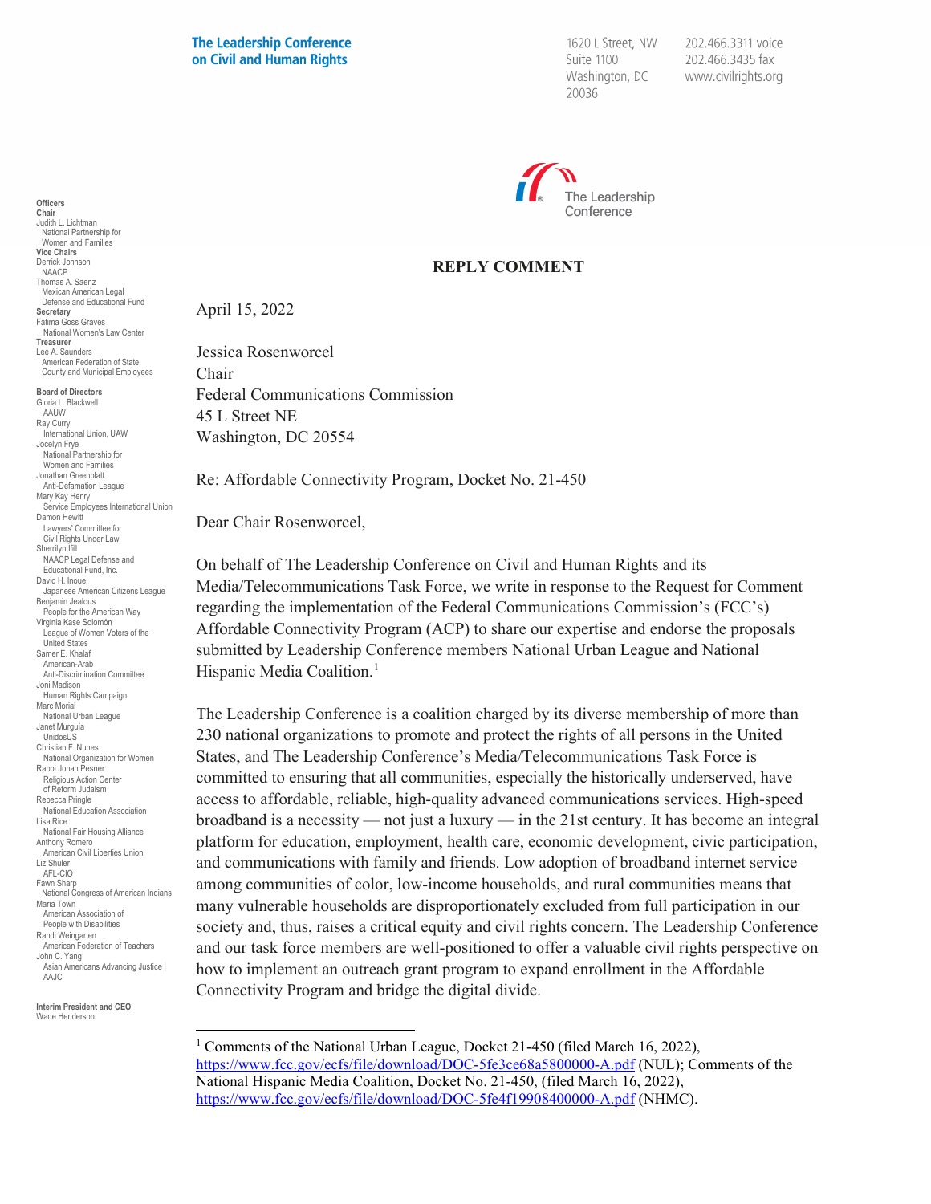**The Leadership Conference on Civil and Human Rights**

1620 L Street, NW
Suite 1100
Washington, DC
20036

202.466.3311 voice
202.466.3435 fax
www.civilrights.org

**Officers**
**Chair**
Judith L. Lichtman
National Partnership for Women and Families
**Vice Chairs**
Derrick Johnson
NAACP
Thomas A. Saenz
Mexican American Legal Defense and Educational Fund
**Secretary**
Fatima Goss Graves
National Women's Law Center
**Treasurer**
Lee A. Saunders
American Federation of State, County and Municipal Employees

**Board of Directors**
Gloria L. Blackwell
AAUW
Ray Curry
International Union, UAW
Jocelyn Frye
National Partnership for Women and Families
Jonathan Greenblatt
Anti-Defamation League
Mary Kay Henry
Service Employees International Union
Damon Hewitt
Lawyers' Committee for Civil Rights Under Law
Sherrilyn Ifill
NAACP Legal Defense and Educational Fund, Inc.
David H. Inoue
Japanese American Citizens League
Benjamin Jealous
People for the American Way
Virginia Kase Solomón
League of Women Voters of the United States
Samer E. Khalaf
American-Arab Anti-Discrimination Committee
Joni Madison
Human Rights Campaign
Marc Morial
National Urban League
Janet Murguía
UnidosUS
Christian F. Nunes
National Organization for Women
Rabbi Jonah Pesner
Religious Action Center of Reform Judaism
Rebecca Pringle
National Education Association
Lisa Rice
National Fair Housing Alliance
Anthony Romero
American Civil Liberties Union
Liz Shuler
AFL-CIO
Fawn Sharp
National Congress of American Indians
Maria Town
American Association of People with Disabilities
Randi Weingarten
American Federation of Teachers
John C. Yang
Asian Americans Advancing Justice | AAJC

**Interim President and CEO**
Wade Henderson

**REPLY COMMENT**

April 15, 2022

Jessica Rosenworcel
Chair
Federal Communications Commission
45 L Street NE
Washington, DC 20554

Re: Affordable Connectivity Program, Docket No. 21-450

Dear Chair Rosenworcel,

On behalf of The Leadership Conference on Civil and Human Rights and its Media/Telecommunications Task Force, we write in response to the Request for Comment regarding the implementation of the Federal Communications Commission's (FCC's) Affordable Connectivity Program (ACP) to share our expertise and endorse the proposals submitted by Leadership Conference members National Urban League and National Hispanic Media Coalition.[1]

The Leadership Conference is a coalition charged by its diverse membership of more than 230 national organizations to promote and protect the rights of all persons in the United States, and The Leadership Conference's Media/Telecommunications Task Force is committed to ensuring that all communities, especially the historically underserved, have access to affordable, reliable, high-quality advanced communications services. High-speed broadband is a necessity — not just a luxury — in the 21st century. It has become an integral platform for education, employment, health care, economic development, civic participation, and communications with family and friends. Low adoption of broadband internet service among communities of color, low-income households, and rural communities means that many vulnerable households are disproportionately excluded from full participation in our society and, thus, raises a critical equity and civil rights concern. The Leadership Conference and our task force members are well-positioned to offer a valuable civil rights perspective on how to implement an outreach grant program to expand enrollment in the Affordable Connectivity Program and bridge the digital divide.

---

[1] Comments of the National Urban League, Docket 21-450 (filed March 16, 2022), https://www.fcc.gov/ecfs/file/download/DOC-5fe3ce68a5800000-A.pdf (NUL); Comments of the National Hispanic Media Coalition, Docket No. 21-450, (filed March 16, 2022), https://www.fcc.gov/ecfs/file/download/DOC-5fe4f19908400000-A.pdf (NHMC).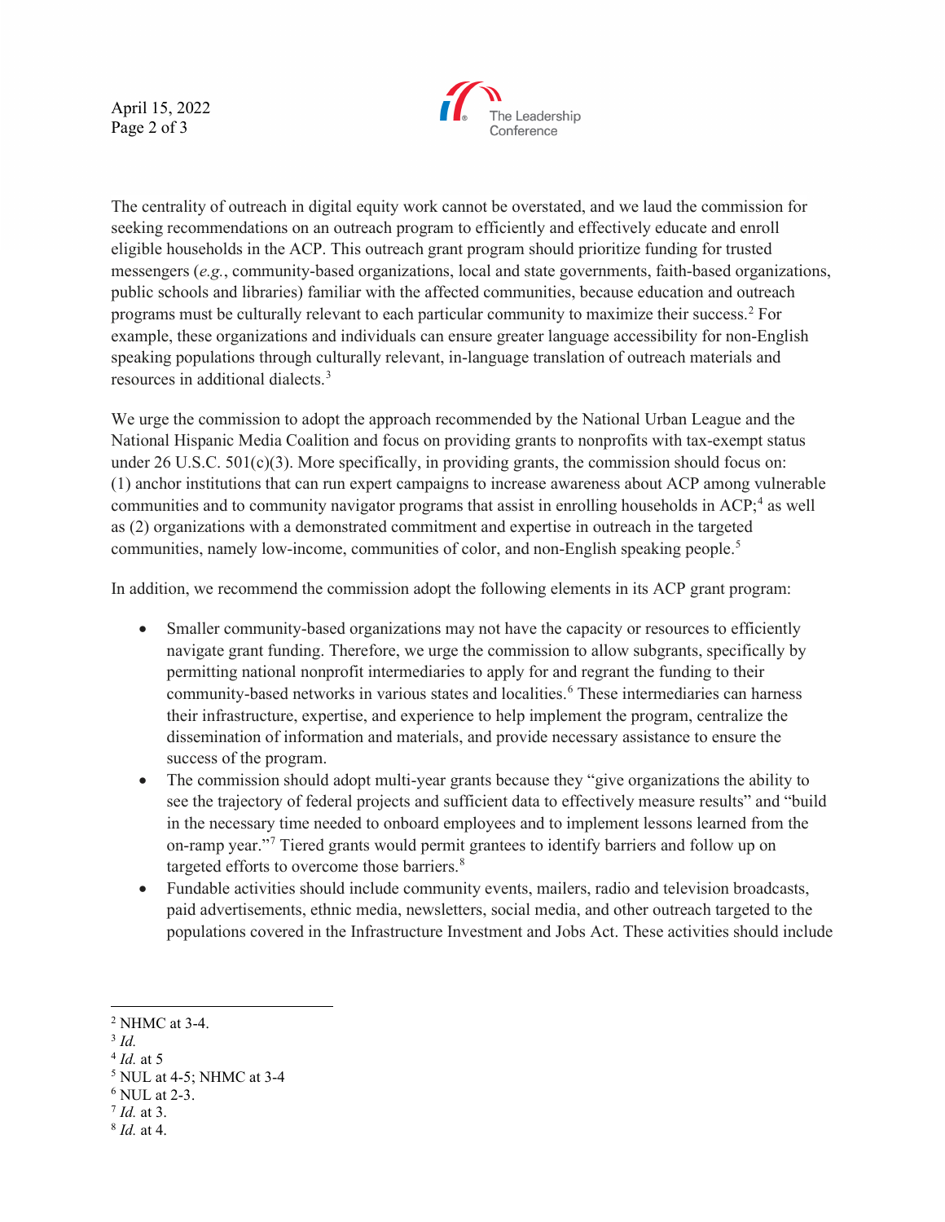The centrality of outreach in digital equity work cannot be overstated, and we laud the commission for seeking recommendations on an outreach program to efficiently and effectively educate and enroll eligible households in the ACP. This outreach grant program should prioritize funding for trusted messengers (*e.g.*, community-based organizations, local and state governments, faith-based organizations, public schools and libraries) familiar with the affected communities, because education and outreach programs must be culturally relevant to each particular community to maximize their success.[2] For example, these organizations and individuals can ensure greater language accessibility for non-English speaking populations through culturally relevant, in-language translation of outreach materials and resources in additional dialects.[3]

We urge the commission to adopt the approach recommended by the National Urban League and the National Hispanic Media Coalition and focus on providing grants to nonprofits with tax-exempt status under 26 U.S.C. 501(c)(3). More specifically, in providing grants, the commission should focus on: (1) anchor institutions that can run expert campaigns to increase awareness about ACP among vulnerable communities and to community navigator programs that assist in enrolling households in ACP;[4] as well as (2) organizations with a demonstrated commitment and expertise in outreach in the targeted communities, namely low-income, communities of color, and non-English speaking people.[5]

In addition, we recommend the commission adopt the following elements in its ACP grant program:

- Smaller community-based organizations may not have the capacity or resources to efficiently navigate grant funding. Therefore, we urge the commission to allow subgrants, specifically by permitting national nonprofit intermediaries to apply for and regrant the funding to their community-based networks in various states and localities.[6] These intermediaries can harness their infrastructure, expertise, and experience to help implement the program, centralize the dissemination of information and materials, and provide necessary assistance to ensure the success of the program.
- The commission should adopt multi-year grants because they "give organizations the ability to see the trajectory of federal projects and sufficient data to effectively measure results" and "build in the necessary time needed to onboard employees and to implement lessons learned from the on-ramp year."[7] Tiered grants would permit grantees to identify barriers and follow up on targeted efforts to overcome those barriers.[8]
- Fundable activities should include community events, mailers, radio and television broadcasts, paid advertisements, ethnic media, newsletters, social media, and other outreach targeted to the populations covered in the Infrastructure Investment and Jobs Act. These activities should include

---

[2] NHMC at 3-4.
[3] *Id.*
[4] *Id.* at 5
[5] NUL at 4-5; NHMC at 3-4
[6] NUL at 2-3.
[7] *Id.* at 3.
[8] *Id.* at 4.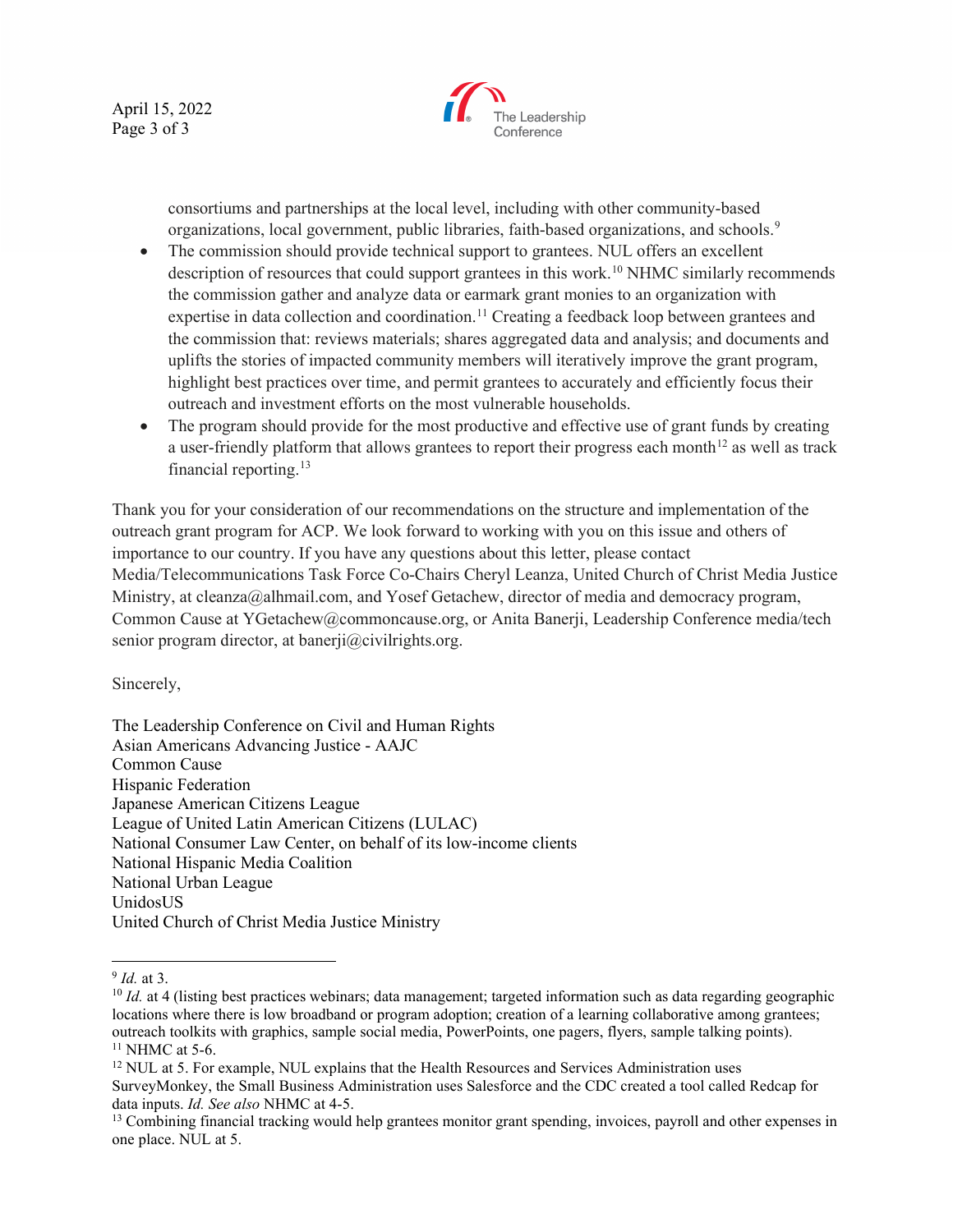consortiums and partnerships at the local level, including with other community-based organizations, local government, public libraries, faith-based organizations, and schools.[9]

- The commission should provide technical support to grantees. NUL offers an excellent description of resources that could support grantees in this work.[10] NHMC similarly recommends the commission gather and analyze data or earmark grant monies to an organization with expertise in data collection and coordination.[11] Creating a feedback loop between grantees and the commission that: reviews materials; shares aggregated data and analysis; and documents and uplifts the stories of impacted community members will iteratively improve the grant program, highlight best practices over time, and permit grantees to accurately and efficiently focus their outreach and investment efforts on the most vulnerable households.
- The program should provide for the most productive and effective use of grant funds by creating a user-friendly platform that allows grantees to report their progress each month[12] as well as track financial reporting.[13]

Thank you for your consideration of our recommendations on the structure and implementation of the outreach grant program for ACP. We look forward to working with you on this issue and others of importance to our country. If you have any questions about this letter, please contact Media/Telecommunications Task Force Co-Chairs Cheryl Leanza, United Church of Christ Media Justice Ministry, at cleanza@alhmail.com, and Yosef Getachew, director of media and democracy program, Common Cause at YGetachew@commoncause.org, or Anita Banerji, Leadership Conference media/tech senior program director, at banerji@civilrights.org.

Sincerely,

The Leadership Conference on Civil and Human Rights
Asian Americans Advancing Justice - AAJC
Common Cause
Hispanic Federation
Japanese American Citizens League
League of United Latin American Citizens (LULAC)
National Consumer Law Center, on behalf of its low-income clients
National Hispanic Media Coalition
National Urban League
UnidosUS
United Church of Christ Media Justice Ministry

---

[9] *Id.* at 3.

[10] *Id.* at 4 (listing best practices webinars; data management; targeted information such as data regarding geographic locations where there is low broadband or program adoption; creation of a learning collaborative among grantees; outreach toolkits with graphics, sample social media, PowerPoints, one pagers, flyers, sample talking points).

[11] NHMC at 5-6.

[12] NUL at 5. For example, NUL explains that the Health Resources and Services Administration uses SurveyMonkey, the Small Business Administration uses Salesforce and the CDC created a tool called Redcap for data inputs. *Id. See also* NHMC at 4-5.

[13] Combining financial tracking would help grantees monitor grant spending, invoices, payroll and other expenses in one place. NUL at 5.